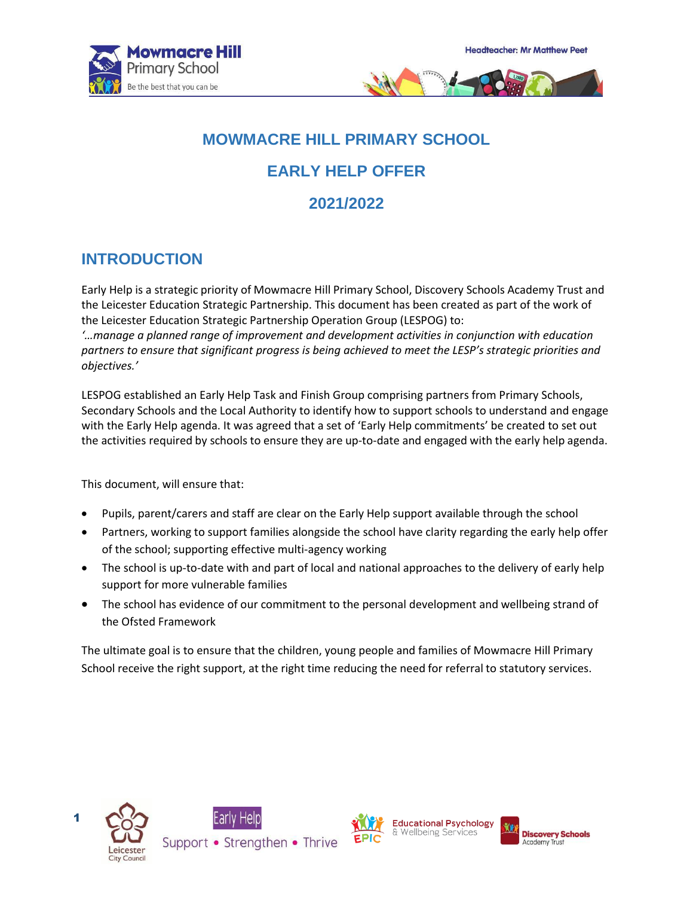# MOWMACRE HILL PRIMARY SCHOOL

## EARLY HELP OFFER

## 2021/2022

## INTRODUCTION

Early Help is a strategic priority of Mowmacre Hill Primary School, Discovery Schools Academy Trust and the Leicester Education Strategic Partnership. This document has been created as part of the work of the Leicester Education Strategic Partnership Operation Group (LESPOG) to:
*'…manage a planned range of improvement and development activities in conjunction with education partners to ensure that significant progress is being achieved to meet the LESP's strategic priorities and objectives.'*

LESPOG established an Early Help Task and Finish Group comprising partners from Primary Schools, Secondary Schools and the Local Authority to identify how to support schools to understand and engage with the Early Help agenda. It was agreed that a set of 'Early Help commitments' be created to set out the activities required by schools to ensure they are up-to-date and engaged with the early help agenda.

This document, will ensure that:

- Pupils, parent/carers and staff are clear on the Early Help support available through the school
- Partners, working to support families alongside the school have clarity regarding the early help offer of the school; supporting effective multi-agency working
- The school is up-to-date with and part of local and national approaches to the delivery of early help support for more vulnerable families
- The school has evidence of our commitment to the personal development and wellbeing strand of the Ofsted Framework

The ultimate goal is to ensure that the children, young people and families of Mowmacre Hill Primary School receive the right support, at the right time reducing the need for referral to statutory services.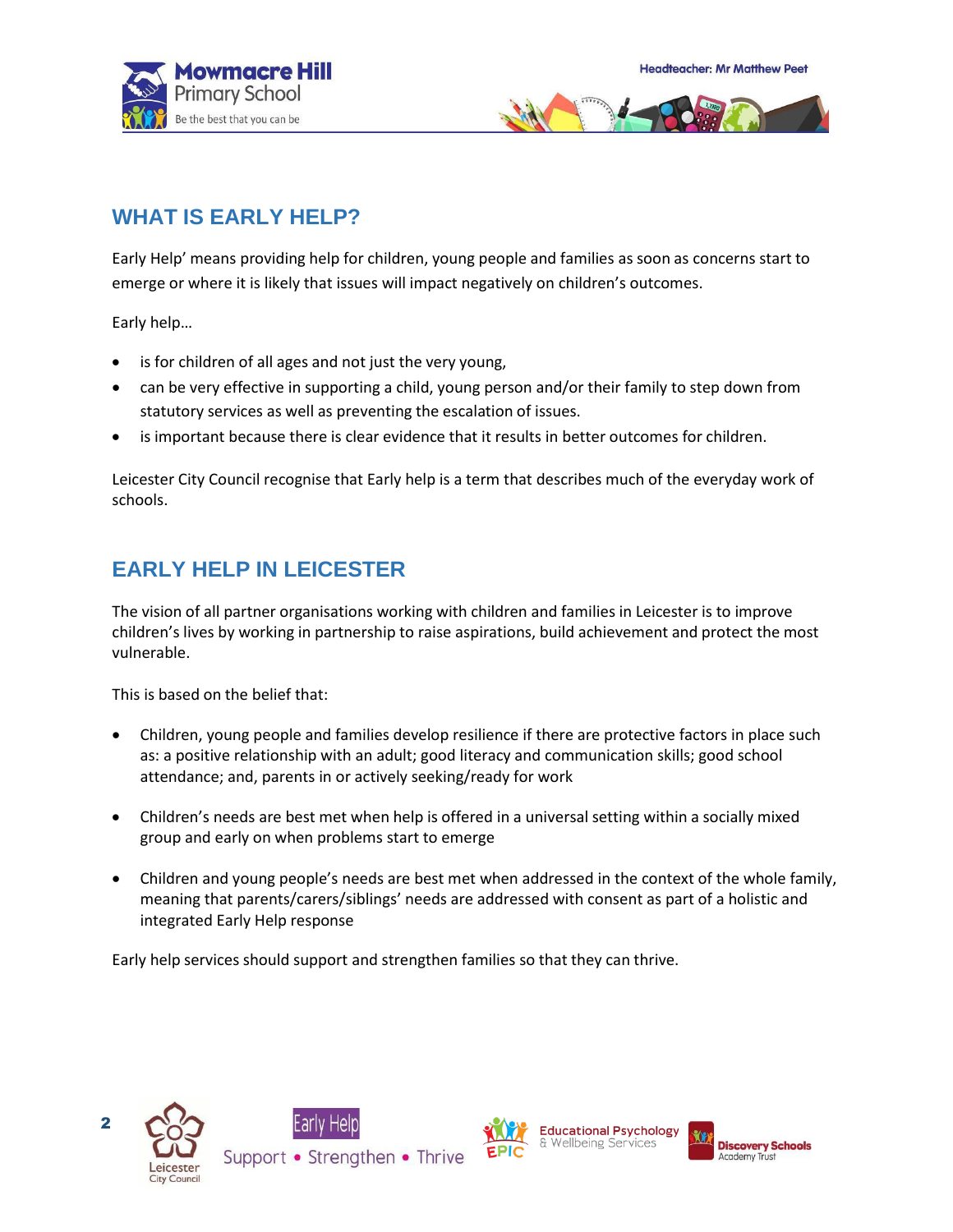## WHAT IS EARLY HELP?

Early Help' means providing help for children, young people and families as soon as concerns start to emerge or where it is likely that issues will impact negatively on children's outcomes.

Early help…

- is for children of all ages and not just the very young,
- can be very effective in supporting a child, young person and/or their family to step down from statutory services as well as preventing the escalation of issues.
- is important because there is clear evidence that it results in better outcomes for children.

Leicester City Council recognise that Early help is a term that describes much of the everyday work of schools.

## EARLY HELP IN LEICESTER

The vision of all partner organisations working with children and families in Leicester is to improve children's lives by working in partnership to raise aspirations, build achievement and protect the most vulnerable.

This is based on the belief that:

- Children, young people and families develop resilience if there are protective factors in place such as: a positive relationship with an adult; good literacy and communication skills; good school attendance; and, parents in or actively seeking/ready for work

- Children's needs are best met when help is offered in a universal setting within a socially mixed group and early on when problems start to emerge

- Children and young people's needs are best met when addressed in the context of the whole family, meaning that parents/carers/siblings' needs are addressed with consent as part of a holistic and integrated Early Help response

Early help services should support and strengthen families so that they can thrive.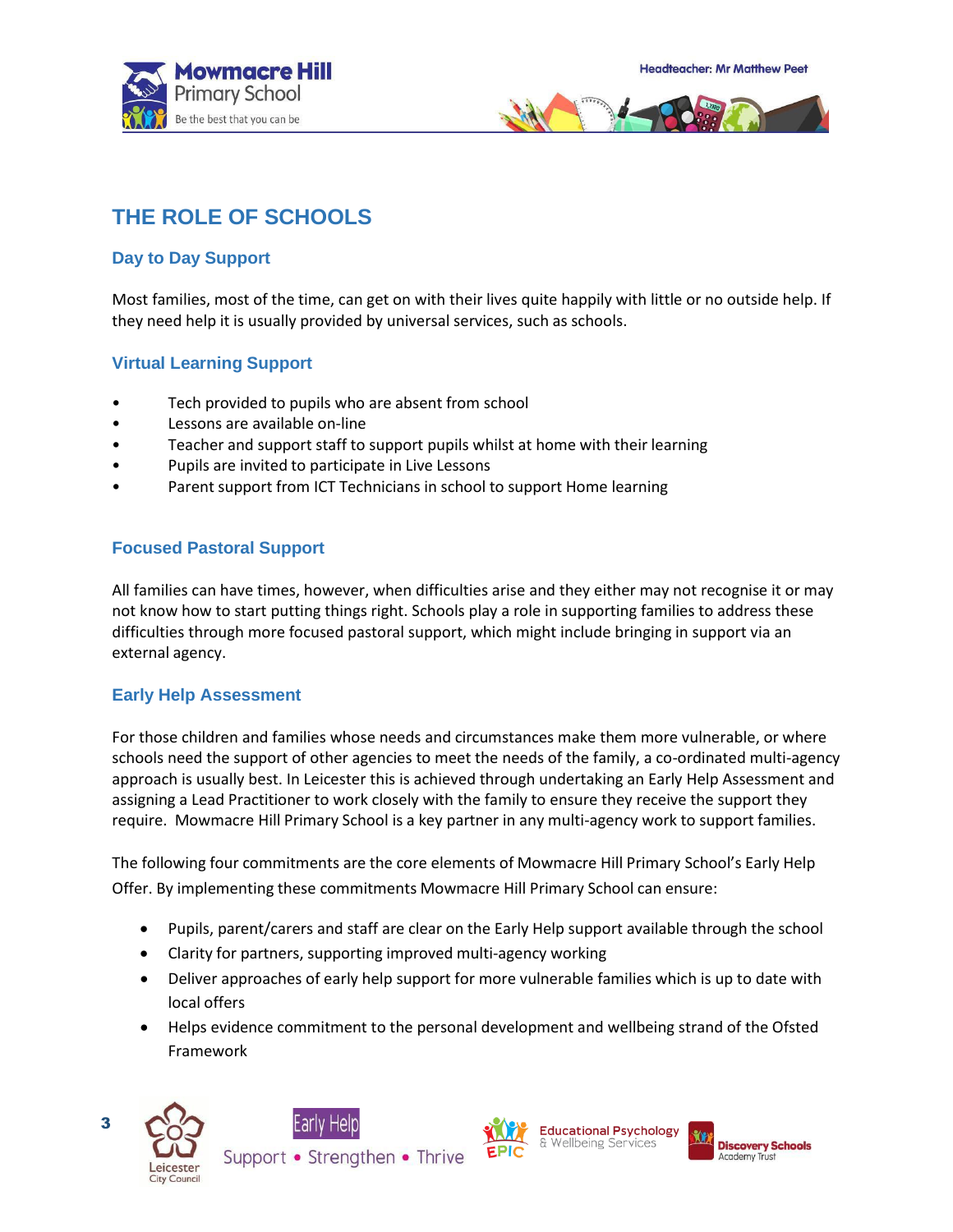# THE ROLE OF SCHOOLS

## Day to Day Support

Most families, most of the time, can get on with their lives quite happily with little or no outside help. If they need help it is usually provided by universal services, such as schools.

## Virtual Learning Support

- Tech provided to pupils who are absent from school
- Lessons are available on-line
- Teacher and support staff to support pupils whilst at home with their learning
- Pupils are invited to participate in Live Lessons
- Parent support from ICT Technicians in school to support Home learning

## Focused Pastoral Support

All families can have times, however, when difficulties arise and they either may not recognise it or may not know how to start putting things right. Schools play a role in supporting families to address these difficulties through more focused pastoral support, which might include bringing in support via an external agency.

## Early Help Assessment

For those children and families whose needs and circumstances make them more vulnerable, or where schools need the support of other agencies to meet the needs of the family, a co-ordinated multi-agency approach is usually best. In Leicester this is achieved through undertaking an Early Help Assessment and assigning a Lead Practitioner to work closely with the family to ensure they receive the support they require. Mowmacre Hill Primary School is a key partner in any multi-agency work to support families.

The following four commitments are the core elements of Mowmacre Hill Primary School's Early Help Offer. By implementing these commitments Mowmacre Hill Primary School can ensure:

- Pupils, parent/carers and staff are clear on the Early Help support available through the school
- Clarity for partners, supporting improved multi-agency working
- Deliver approaches of early help support for more vulnerable families which is up to date with local offers
- Helps evidence commitment to the personal development and wellbeing strand of the Ofsted Framework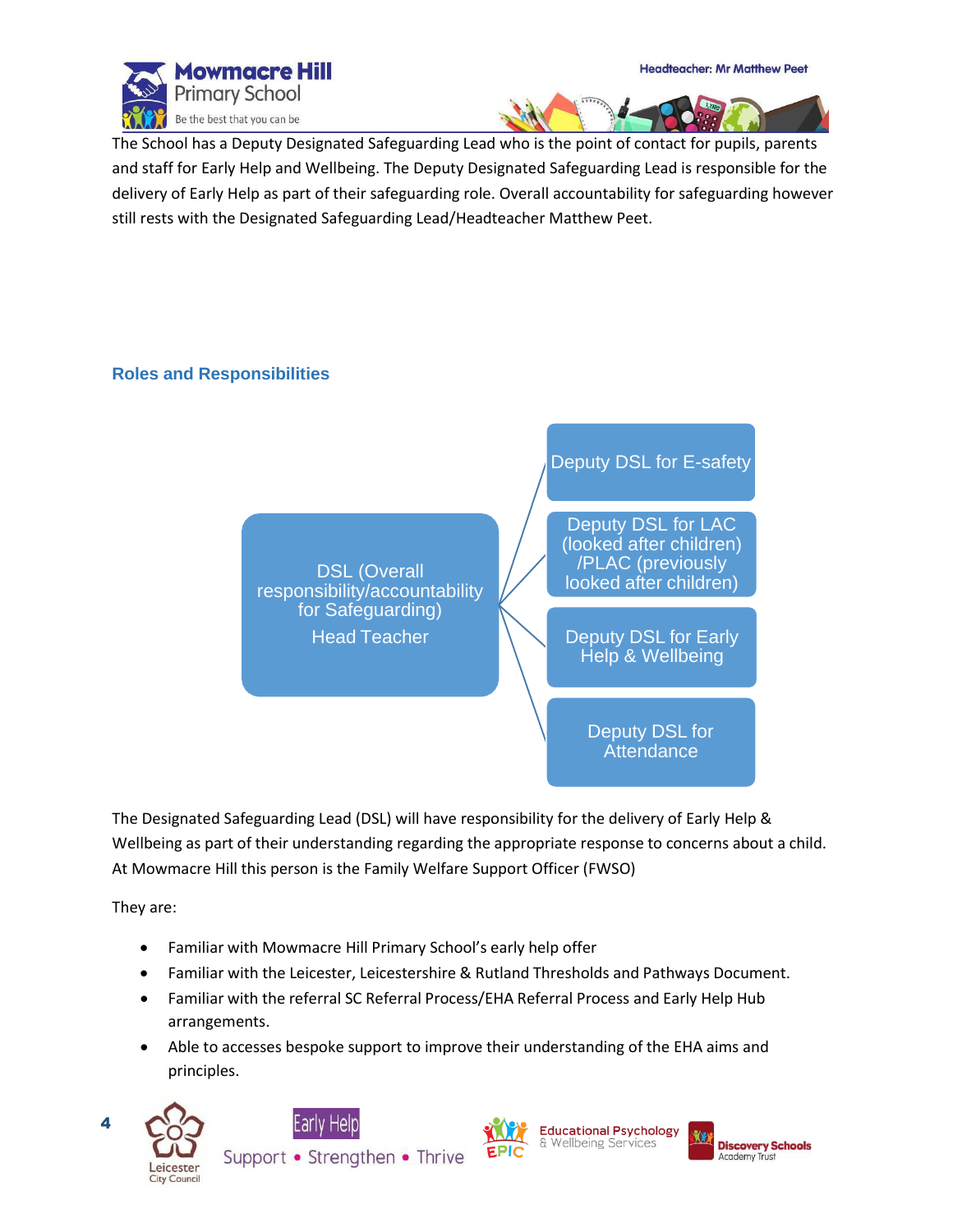The School has a Deputy Designated Safeguarding Lead who is the point of contact for pupils, parents and staff for Early Help and Wellbeing. The Deputy Designated Safeguarding Lead is responsible for the delivery of Early Help as part of their safeguarding role. Overall accountability for safeguarding however still rests with the Designated Safeguarding Lead/Headteacher Matthew Peet.

## Roles and Responsibilities

DSL (Overall responsibility/accountability for Safeguarding)
Head Teacher

Deputy DSL for E-safety

Deputy DSL for LAC (looked after children) /PLAC (previously looked after children)

Deputy DSL for Early Help & Wellbeing

Deputy DSL for Attendance

The Designated Safeguarding Lead (DSL) will have responsibility for the delivery of Early Help & Wellbeing as part of their understanding regarding the appropriate response to concerns about a child. At Mowmacre Hill this person is the Family Welfare Support Officer (FWSO)

They are:

- Familiar with Mowmacre Hill Primary School's early help offer
- Familiar with the Leicester, Leicestershire & Rutland Thresholds and Pathways Document.
- Familiar with the referral SC Referral Process/EHA Referral Process and Early Help Hub arrangements.
- Able to accesses bespoke support to improve their understanding of the EHA aims and principles.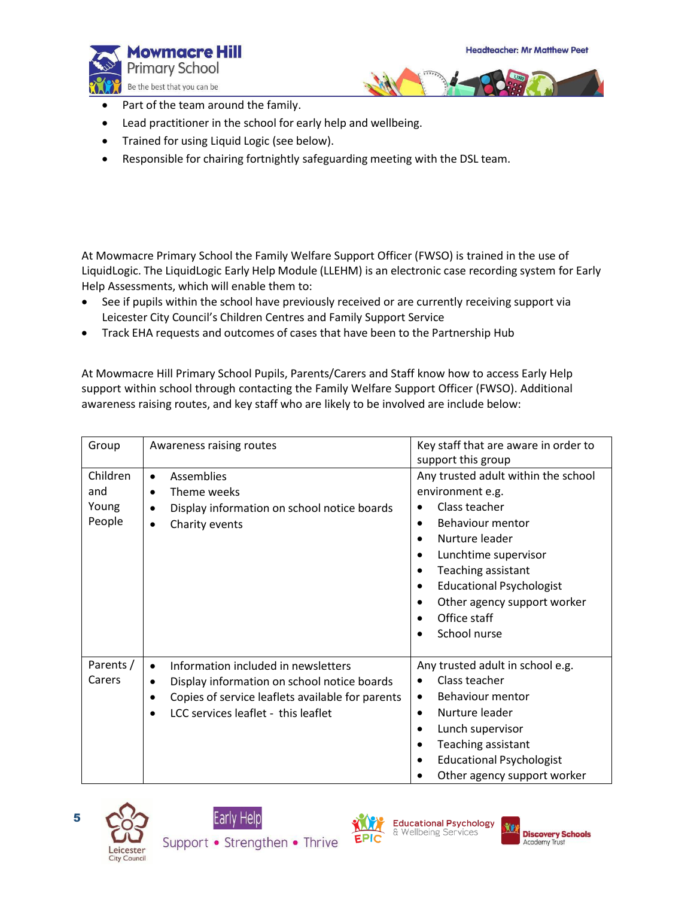- Part of the team around the family.
- Lead practitioner in the school for early help and wellbeing.
- Trained for using Liquid Logic (see below).
- Responsible for chairing fortnightly safeguarding meeting with the DSL team.

At Mowmacre Primary School the Family Welfare Support Officer (FWSO) is trained in the use of LiquidLogic. The LiquidLogic Early Help Module (LLEHM) is an electronic case recording system for Early Help Assessments, which will enable them to:

- See if pupils within the school have previously received or are currently receiving support via Leicester City Council's Children Centres and Family Support Service
- Track EHA requests and outcomes of cases that have been to the Partnership Hub

At Mowmacre Hill Primary School Pupils, Parents/Carers and Staff know how to access Early Help support within school through contacting the Family Welfare Support Officer (FWSO). Additional awareness raising routes, and key staff who are likely to be involved are include below:

| Group | Awareness raising routes | Key staff that are aware in order to support this group |
|---|---|---|
| Children and Young People | • Assemblies<br>• Theme weeks<br>• Display information on school notice boards<br>• Charity events | Any trusted adult within the school environment e.g.<br>• Class teacher<br>• Behaviour mentor<br>• Nurture leader<br>• Lunchtime supervisor<br>• Teaching assistant<br>• Educational Psychologist<br>• Other agency support worker<br>• Office staff<br>• School nurse |
| Parents / Carers | • Information included in newsletters<br>• Display information on school notice boards<br>• Copies of service leaflets available for parents<br>• LCC services leaflet - this leaflet | Any trusted adult in school e.g.<br>• Class teacher<br>• Behaviour mentor<br>• Nurture leader<br>• Lunch supervisor<br>• Teaching assistant<br>• Educational Psychologist<br>• Other agency support worker |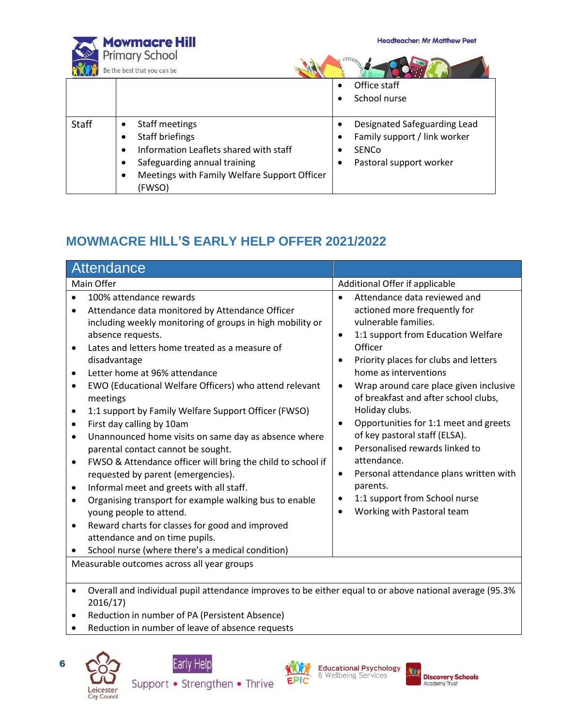| | | |
|---|---|---|
| | | • Office staff<br>• School nurse |
| Staff | • Staff meetings<br>• Staff briefings<br>• Information Leaflets shared with staff<br>• Safeguarding annual training<br>• Meetings with Family Welfare Support Officer (FWSO) | • Designated Safeguarding Lead<br>• Family support / link worker<br>• SENCo<br>• Pastoral support worker |

## MOWMACRE HILL'S EARLY HELP OFFER 2021/2022

| Attendance | |
|---|---|
| Main Offer | Additional Offer if applicable |
| • 100% attendance rewards<br>• Attendance data monitored by Attendance Officer including weekly monitoring of groups in high mobility or absence requests.<br>• Lates and letters home treated as a measure of disadvantage<br>• Letter home at 96% attendance<br>• EWO (Educational Welfare Officers) who attend relevant meetings<br>• 1:1 support by Family Welfare Support Officer (FWSO)<br>• First day calling by 10am<br>• Unannounced home visits on same day as absence where parental contact cannot be sought.<br>• FWSO & Attendance officer will bring the child to school if requested by parent (emergencies).<br>• Informal meet and greets with all staff.<br>• Organising transport for example walking bus to enable young people to attend.<br>• Reward charts for classes for good and improved attendance and on time pupils.<br>• School nurse (where there's a medical condition) | • Attendance data reviewed and actioned more frequently for vulnerable families.<br>• 1:1 support from Education Welfare Officer<br>• Priority places for clubs and letters home as interventions<br>• Wrap around care place given inclusive of breakfast and after school clubs, Holiday clubs.<br>• Opportunities for 1:1 meet and greets of key pastoral staff (ELSA).<br>• Personalised rewards linked to attendance.<br>• Personal attendance plans written with parents.<br>• 1:1 support from School nurse<br>• Working with Pastoral team |
| Measurable outcomes across all year groups | |
| • Overall and individual pupil attendance improves to be either equal to or above national average (95.3% 2016/17)<br>• Reduction in number of PA (Persistent Absence)<br>• Reduction in number of leave of absence requests | |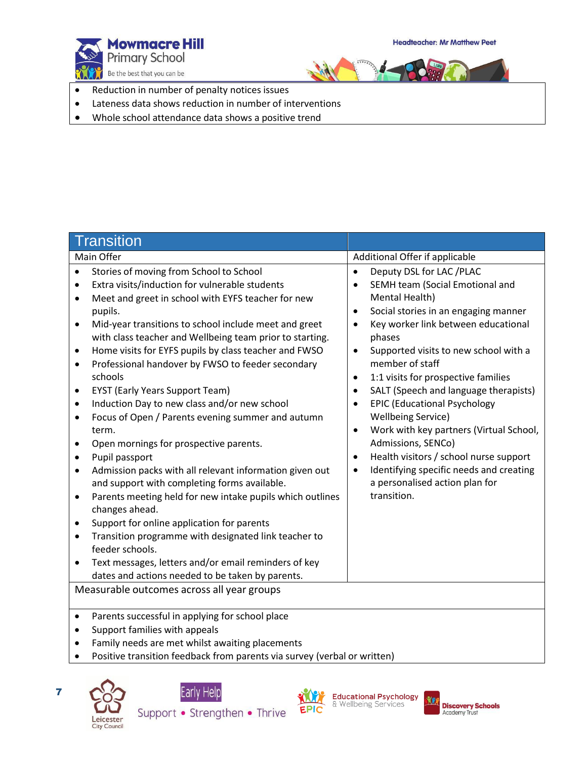- Reduction in number of penalty notices issues
- Lateness data shows reduction in number of interventions
- Whole school attendance data shows a positive trend

| Transition | |
|---|---|
| Main Offer | Additional Offer if applicable |
| • Stories of moving from School to School<br>• Extra visits/induction for vulnerable students<br>• Meet and greet in school with EYFS teacher for new pupils.<br>• Mid-year transitions to school include meet and greet with class teacher and Wellbeing team prior to starting.<br>• Home visits for EYFS pupils by class teacher and FWSO<br>• Professional handover by FWSO to feeder secondary schools<br>• EYST (Early Years Support Team)<br>• Induction Day to new class and/or new school<br>• Focus of Open / Parents evening summer and autumn term.<br>• Open mornings for prospective parents.<br>• Pupil passport<br>• Admission packs with all relevant information given out and support with completing forms available.<br>• Parents meeting held for new intake pupils which outlines changes ahead.<br>• Support for online application for parents<br>• Transition programme with designated link teacher to feeder schools.<br>• Text messages, letters and/or email reminders of key dates and actions needed to be taken by parents. | • Deputy DSL for LAC /PLAC<br>• SEMH team (Social Emotional and Mental Health)<br>• Social stories in an engaging manner<br>• Key worker link between educational phases<br>• Supported visits to new school with a member of staff<br>• 1:1 visits for prospective families<br>• SALT (Speech and language therapists)<br>• EPIC (Educational Psychology Wellbeing Service)<br>• Work with key partners (Virtual School, Admissions, SENCo)<br>• Health visitors / school nurse support<br>• Identifying specific needs and creating a personalised action plan for transition. |
| Measurable outcomes across all year groups | |

- Parents successful in applying for school place
- Support families with appeals
- Family needs are met whilst awaiting placements
- Positive transition feedback from parents via survey (verbal or written)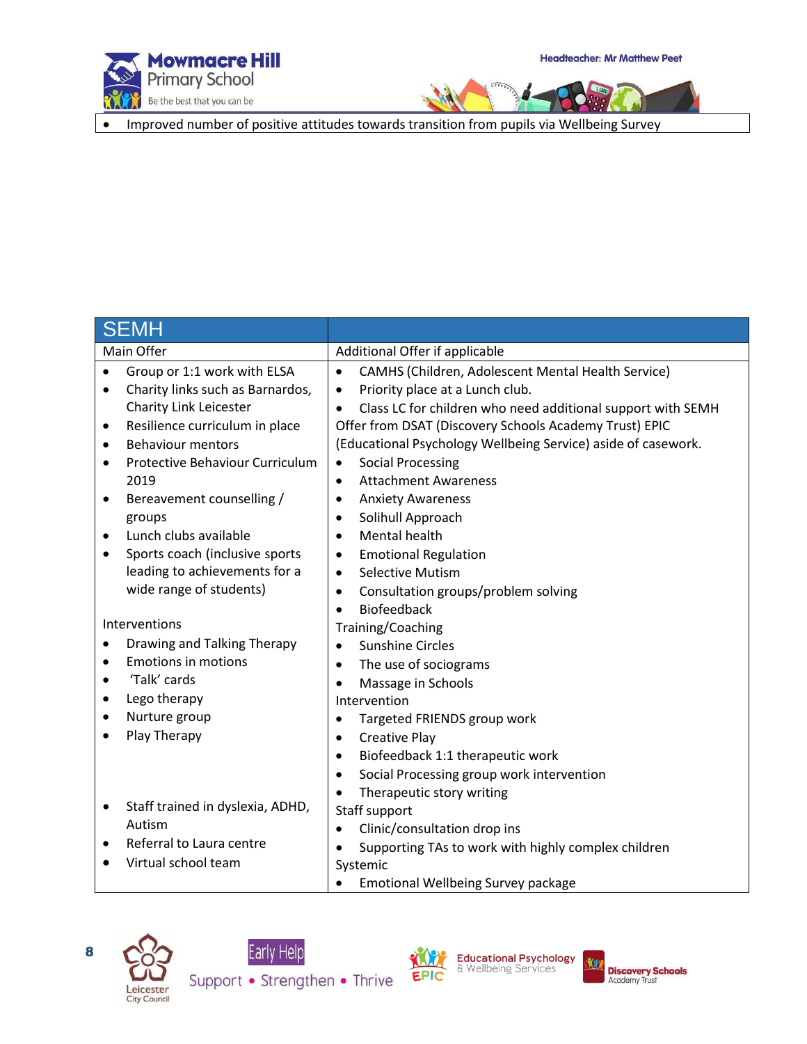- Improved number of positive attitudes towards transition from pupils via Wellbeing Survey

| SEMH | |
|---|---|
| Main Offer | Additional Offer if applicable |
| • Group or 1:1 work with ELSA<br>• Charity links such as Barnardos, Charity Link Leicester<br>• Resilience curriculum in place<br>• Behaviour mentors<br>• Protective Behaviour Curriculum 2019<br>• Bereavement counselling / groups<br>• Lunch clubs available<br>• Sports coach (inclusive sports leading to achievements for a wide range of students)<br><br>Interventions<br>• Drawing and Talking Therapy<br>• Emotions in motions<br>• 'Talk' cards<br>• Lego therapy<br>• Nurture group<br>• Play Therapy<br><br>• Staff trained in dyslexia, ADHD, Autism<br>• Referral to Laura centre<br>• Virtual school team | • CAMHS (Children, Adolescent Mental Health Service)<br>• Priority place at a Lunch club.<br>• Class LC for children who need additional support with SEMH<br>Offer from DSAT (Discovery Schools Academy Trust) EPIC (Educational Psychology Wellbeing Service) aside of casework.<br>• Social Processing<br>• Attachment Awareness<br>• Anxiety Awareness<br>• Solihull Approach<br>• Mental health<br>• Emotional Regulation<br>• Selective Mutism<br>• Consultation groups/problem solving<br>• Biofeedback<br>Training/Coaching<br>• Sunshine Circles<br>• The use of sociograms<br>• Massage in Schools<br>Intervention<br>• Targeted FRIENDS group work<br>• Creative Play<br>• Biofeedback 1:1 therapeutic work<br>• Social Processing group work intervention<br>• Therapeutic story writing<br>Staff support<br>• Clinic/consultation drop ins<br>• Supporting TAs to work with highly complex children<br>Systemic<br>• Emotional Wellbeing Survey package |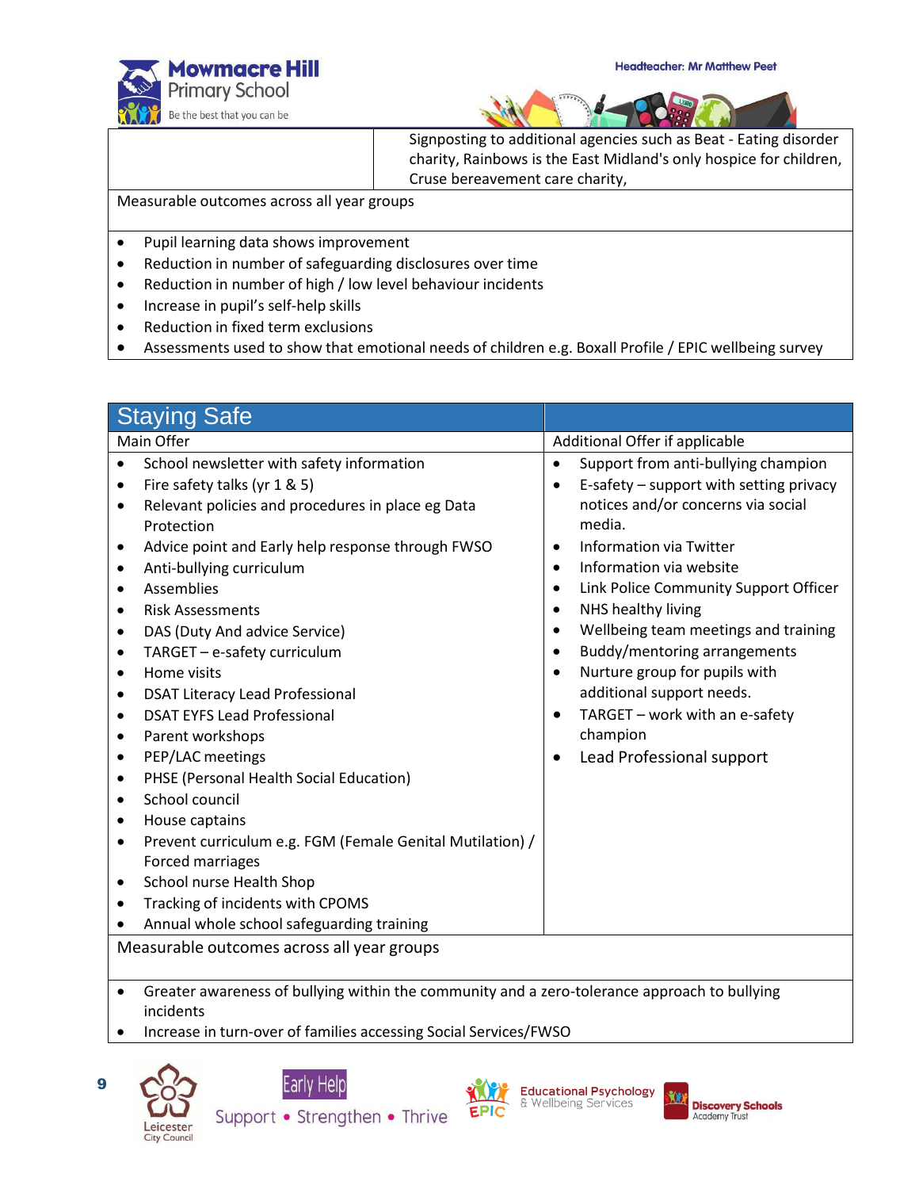| | |
|---|---|
| | Signposting to additional agencies such as Beat - Eating disorder charity, Rainbows is the East Midland's only hospice for children, Cruse bereavement care charity, |

Measurable outcomes across all year groups

- Pupil learning data shows improvement
- Reduction in number of safeguarding disclosures over time
- Reduction in number of high / low level behaviour incidents
- Increase in pupil's self-help skills
- Reduction in fixed term exclusions
- Assessments used to show that emotional needs of children e.g. Boxall Profile / EPIC wellbeing survey

## Staying Safe

| Main Offer | Additional Offer if applicable |
|---|---|
| • School newsletter with safety information<br>• Fire safety talks (yr 1 & 5)<br>• Relevant policies and procedures in place eg Data Protection<br>• Advice point and Early help response through FWSO<br>• Anti-bullying curriculum<br>• Assemblies<br>• Risk Assessments<br>• DAS (Duty And advice Service)<br>• TARGET – e-safety curriculum<br>• Home visits<br>• DSAT Literacy Lead Professional<br>• DSAT EYFS Lead Professional<br>• Parent workshops<br>• PEP/LAC meetings<br>• PHSE (Personal Health Social Education)<br>• School council<br>• House captains<br>• Prevent curriculum e.g. FGM (Female Genital Mutilation) / Forced marriages<br>• School nurse Health Shop<br>• Tracking of incidents with CPOMS<br>• Annual whole school safeguarding training | • Support from anti-bullying champion<br>• E-safety – support with setting privacy notices and/or concerns via social media.<br>• Information via Twitter<br>• Information via website<br>• Link Police Community Support Officer<br>• NHS healthy living<br>• Wellbeing team meetings and training<br>• Buddy/mentoring arrangements<br>• Nurture group for pupils with additional support needs.<br>• TARGET – work with an e-safety champion<br>• Lead Professional support |

Measurable outcomes across all year groups

- Greater awareness of bullying within the community and a zero-tolerance approach to bullying incidents
- Increase in turn-over of families accessing Social Services/FWSO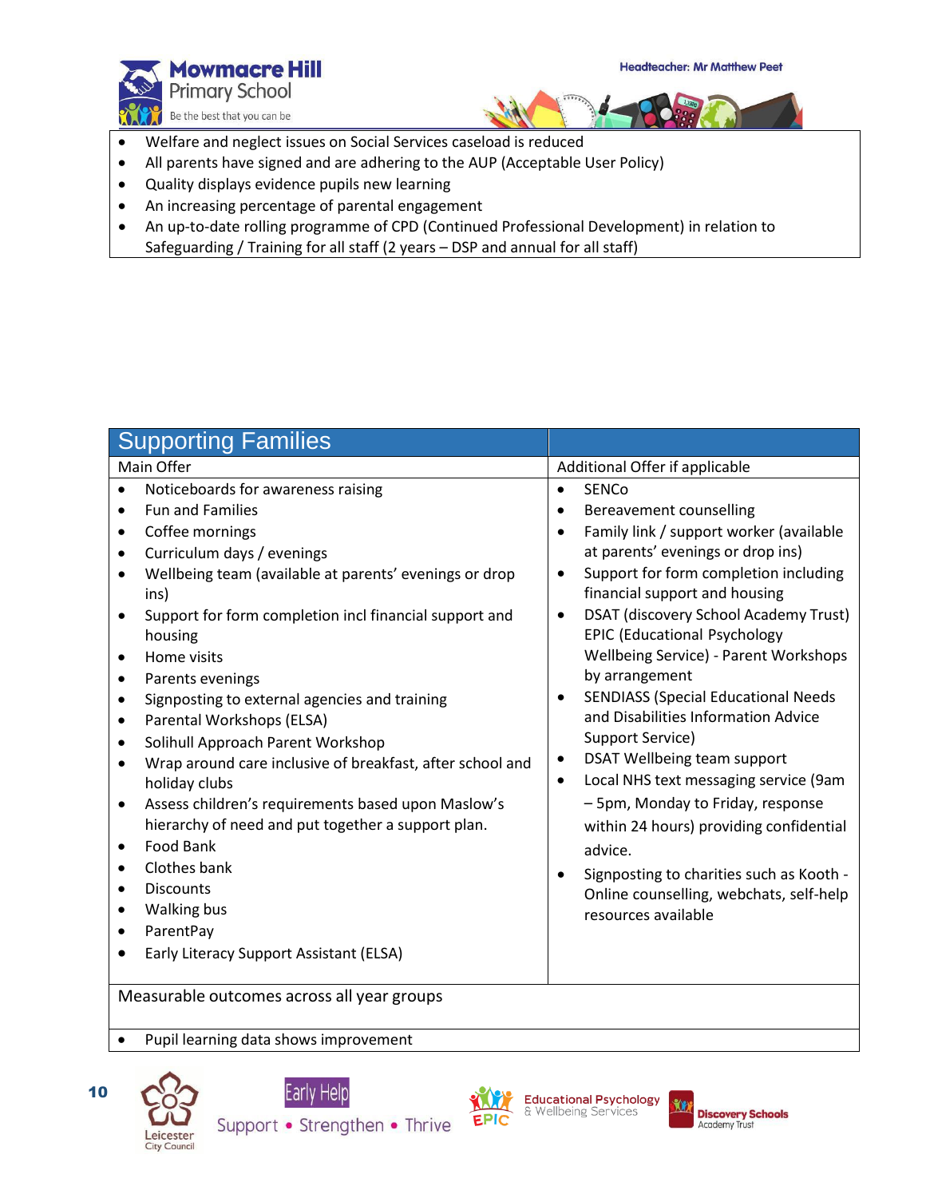- Welfare and neglect issues on Social Services caseload is reduced
- All parents have signed and are adhering to the AUP (Acceptable User Policy)
- Quality displays evidence pupils new learning
- An increasing percentage of parental engagement
- An up-to-date rolling programme of CPD (Continued Professional Development) in relation to Safeguarding / Training for all staff (2 years – DSP and annual for all staff)

| Supporting Families | |
|---|---|
| Main Offer | Additional Offer if applicable |
| • Noticeboards for awareness raising<br>• Fun and Families<br>• Coffee mornings<br>• Curriculum days / evenings<br>• Wellbeing team (available at parents' evenings or drop ins)<br>• Support for form completion incl financial support and housing<br>• Home visits<br>• Parents evenings<br>• Signposting to external agencies and training<br>• Parental Workshops (ELSA)<br>• Solihull Approach Parent Workshop<br>• Wrap around care inclusive of breakfast, after school and holiday clubs<br>• Assess children's requirements based upon Maslow's hierarchy of need and put together a support plan.<br>• Food Bank<br>• Clothes bank<br>• Discounts<br>• Walking bus<br>• ParentPay<br>• Early Literacy Support Assistant (ELSA) | • SENCo<br>• Bereavement counselling<br>• Family link / support worker (available at parents' evenings or drop ins)<br>• Support for form completion including financial support and housing<br>• DSAT (discovery School Academy Trust) EPIC (Educational Psychology Wellbeing Service) - Parent Workshops by arrangement<br>• SENDIASS (Special Educational Needs and Disabilities Information Advice Support Service)<br>• DSAT Wellbeing team support<br>• Local NHS text messaging service (9am – 5pm, Monday to Friday, response within 24 hours) providing confidential advice.<br>• Signposting to charities such as Kooth - Online counselling, webchats, self-help resources available |
| Measurable outcomes across all year groups | |

- Pupil learning data shows improvement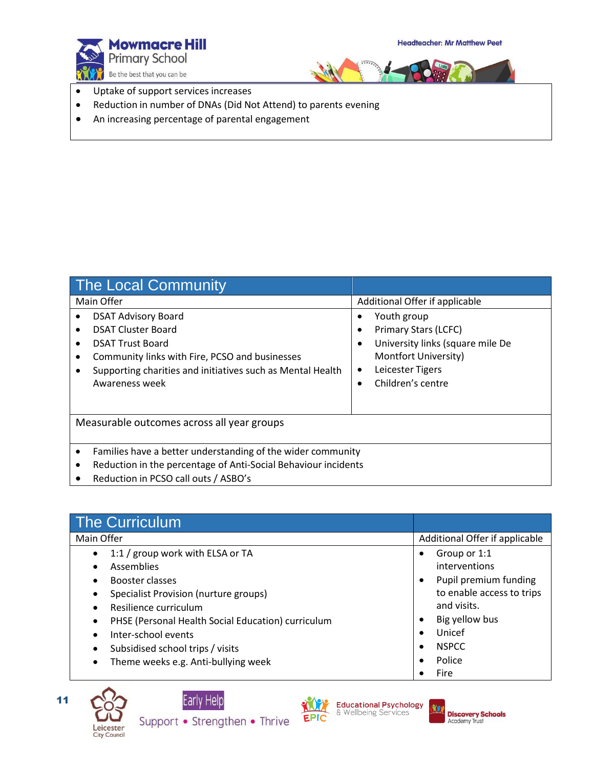- Uptake of support services increases
- Reduction in number of DNAs (Did Not Attend) to parents evening
- An increasing percentage of parental engagement

| The Local Community | |
|---|---|
| Main Offer | Additional Offer if applicable |
| • DSAT Advisory Board<br>• DSAT Cluster Board<br>• DSAT Trust Board<br>• Community links with Fire, PCSO and businesses<br>• Supporting charities and initiatives such as Mental Health Awareness week | • Youth group<br>• Primary Stars (LCFC)<br>• University links (square mile De Montfort University)<br>• Leicester Tigers<br>• Children's centre |
| Measurable outcomes across all year groups | |
| • Families have a better understanding of the wider community<br>• Reduction in the percentage of Anti-Social Behaviour incidents<br>• Reduction in PCSO call outs / ASBO's | |

| The Curriculum | |
|---|---|
| Main Offer | Additional Offer if applicable |
| • 1:1 / group work with ELSA or TA<br>• Assemblies<br>• Booster classes<br>• Specialist Provision (nurture groups)<br>• Resilience curriculum<br>• PHSE (Personal Health Social Education) curriculum<br>• Inter-school events<br>• Subsidised school trips / visits<br>• Theme weeks e.g. Anti-bullying week | • Group or 1:1 interventions<br>• Pupil premium funding to enable access to trips and visits.<br>• Big yellow bus<br>• Unicef<br>• NSPCC<br>• Police<br>• Fire |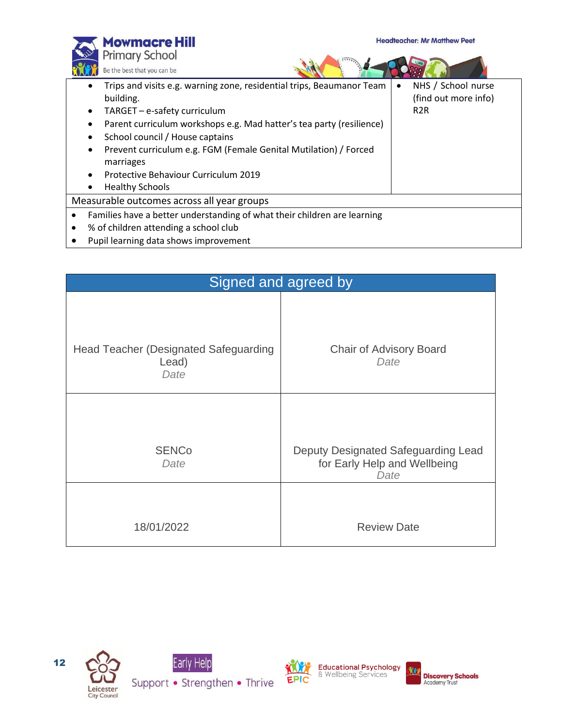| | |
|---|---|
| • Trips and visits e.g. warning zone, residential trips, Beaumanor Team building.<br>• TARGET – e-safety curriculum<br>• Parent curriculum workshops e.g. Mad hatter's tea party (resilience)<br>• School council / House captains<br>• Prevent curriculum e.g. FGM (Female Genital Mutilation) / Forced marriages<br>• Protective Behaviour Curriculum 2019<br>• Healthy Schools | • NHS / School nurse (find out more info)<br>R2R |
| Measurable outcomes across all year groups | |
| • Families have a better understanding of what their children are learning<br>• % of children attending a school club<br>• Pupil learning data shows improvement | |

| Signed and agreed by | |
|---|---|
| Head Teacher (Designated Safeguarding Lead)<br>*Date* | Chair of Advisory Board<br>*Date* |
| SENCo<br>*Date* | Deputy Designated Safeguarding Lead for Early Help and Wellbeing<br>*Date* |
| 18/01/2022 | Review Date |